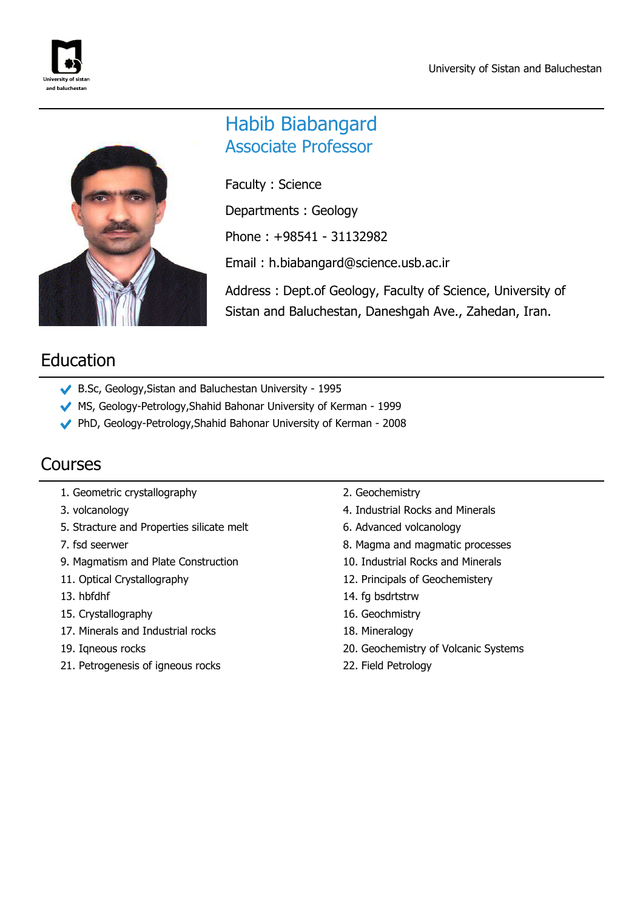# Habib Biabangard

## Associate Professor

Faculty : Science

Departments : Geology

Phone : +98541 - 31132982

Email : h.biabangard@science.usb.ac.ir

Address : Dept.of Geology, Faculty of Science, University of Sistan and Baluchestan, Daneshgah Ave., Zahedan, Iran.

## Education

- B.Sc, Geology,Sistan and Baluchestan University - 1995
- MS, Geology-Petrology,Shahid Bahonar University of Kerman - 1999
- PhD, Geology-Petrology,Shahid Bahonar University of Kerman - 2008

## Courses

1. Geometric crystallography
2. Geochemistry
3. volcanology
4. Industrial Rocks and Minerals
5. Stracture and Properties silicate melt
6. Advanced volcanology
7. fsd seerwer
8. Magma and magmatic processes
9. Magmatism and Plate Construction
10. Industrial Rocks and Minerals
11. Optical Crystallography
12. Principals of Geochemistery
13. hbfdhf
14. fg bsdrtstrw
15. Crystallography
16. Geochmistry
17. Minerals and Industrial rocks
18. Mineralogy
19. Iqneous rocks
20. Geochemistry of Volcanic Systems
21. Petrogenesis of igneous rocks
22. Field Petrology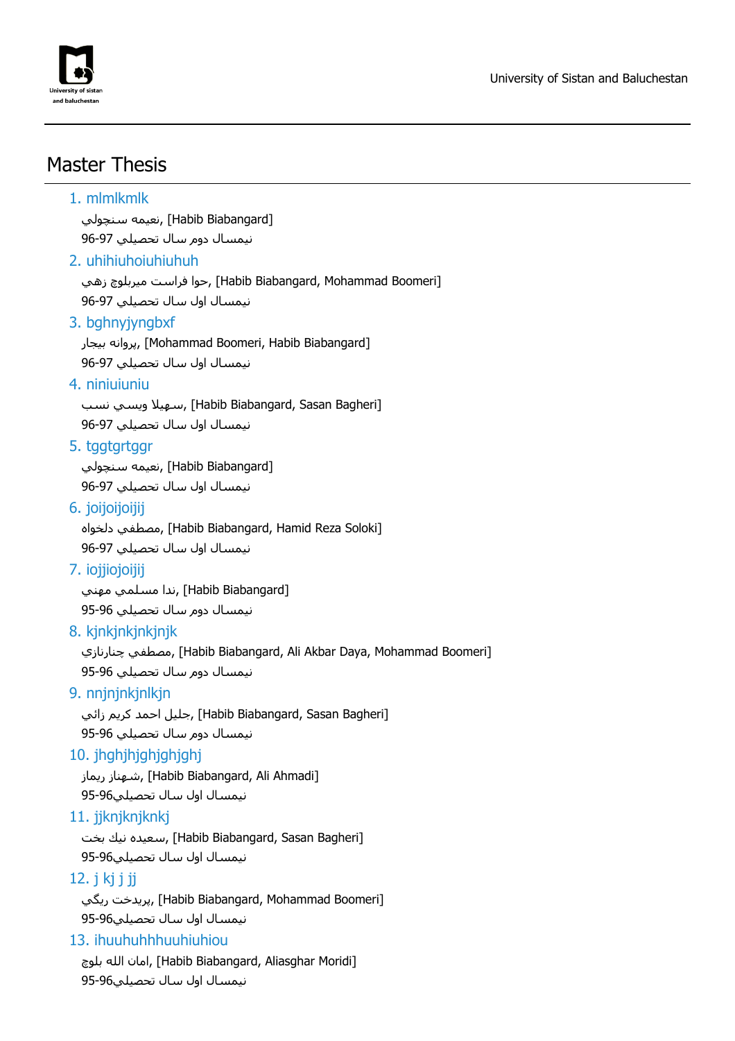## Master Thesis

1. mlmlkmlk
   نعيمه سنچولي, [Habib Biabangard]
   نيمسال دوم سال تحصيلي 97-96

2. uhihiuhoiuhiuhuh
   حوا فراست ميربلوچ زهي, [Habib Biabangard, Mohammad Boomeri]
   نيمسال اول سال تحصيلي 97-96

3. bghnyjyngbxf
   پروانه بيجار, [Mohammad Boomeri, Habib Biabangard]
   نيمسال اول سال تحصيلي 97-96

4. niniuiuniu
   سهيلا ويسي نسب, [Habib Biabangard, Sasan Bagheri]
   نيمسال اول سال تحصيلي 97-96

5. tggtgrtggr
   نعيمه سنچولي, [Habib Biabangard]
   نيمسال اول سال تحصيلي 97-96

6. joijoijoijij
   مصطفي دلخواه, [Habib Biabangard, Hamid Reza Soloki]
   نيمسال اول سال تحصيلي 97-96

7. iojjiojoijij
   ندا مسلمي مهني, [Habib Biabangard]
   نيمسال دوم سال تحصيلي 96-95

8. kjnkjnkjnkjnjk
   مصطفي چنارنازي, [Habib Biabangard, Ali Akbar Daya, Mohammad Boomeri]
   نيمسال دوم سال تحصيلي 96-95

9. nnjnjnkjnlkjn
   جليل احمد كريم زائي, [Habib Biabangard, Sasan Bagheri]
   نيمسال دوم سال تحصيلي 96-95

10. jhghjhjghjghjghj
    شهناز ريماز, [Habib Biabangard, Ali Ahmadi]
    نيمسال اول سال تحصيلي96-95

11. jjknjknjknkj
    سعيده نيك بخت, [Habib Biabangard, Sasan Bagheri]
    نيمسال اول سال تحصيلي96-95

12. j kj j jj
    پريدخت ريگي, [Habib Biabangard, Mohammad Boomeri]
    نيمسال اول سال تحصيلي96-95

13. ihuuhuhhhuuhiuhiou
    امان الله بلوچ, [Habib Biabangard, Aliasghar Moridi]
    نيمسال اول سال تحصيلي96-95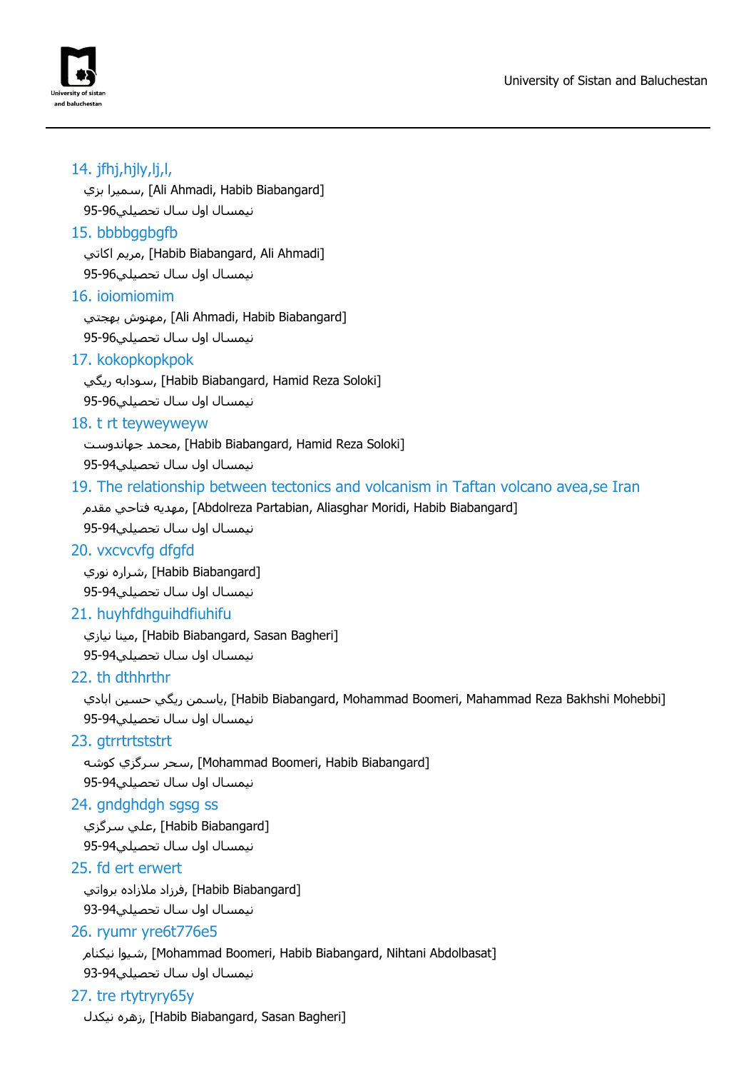14. jfhj,hjly,lj,l,

سميرا بزي, [Ali Ahmadi, Habib Biabangard]

نيمسال اول سال تحصيلي96-95

15. bbbbggbgfb

مريم اكاتي, [Habib Biabangard, Ali Ahmadi]

نيمسال اول سال تحصيلي96-95

16. ioiomiomim

مهنوش بهجتي, [Ali Ahmadi, Habib Biabangard]

نيمسال اول سال تحصيلي96-95

17. kokopkopkpok

سودابه ريگي, [Habib Biabangard, Hamid Reza Soloki]

نيمسال اول سال تحصيلي96-95

18. t rt teyweyweyw

محمد جهاندوست, [Habib Biabangard, Hamid Reza Soloki]

نيمسال اول سال تحصيلي94-95

19. The relationship between tectonics and volcanism in Taftan volcano avea,se Iran

مهديه فتاحي مقدم, [Abdolreza Partabian, Aliasghar Moridi, Habib Biabangard]

نيمسال اول سال تحصيلي94-95

20. vxcvcvfg dfgfd

شراره نوري, [Habib Biabangard]

نيمسال اول سال تحصيلي94-95

21. huyhfdhguihdfiuhifu

مينا نيازي, [Habib Biabangard, Sasan Bagheri]

نيمسال اول سال تحصيلي94-95

22. th dthhrthr

ياسمن ريگي حسين ابادي, [Habib Biabangard, Mohammad Boomeri, Mahammad Reza Bakhshi Mohebbi]

نيمسال اول سال تحصيلي94-95

23. gtrrtrtststrt

سحر سرگزي كوشه, [Mohammad Boomeri, Habib Biabangard]

نيمسال اول سال تحصيلي94-95

24. gndghdgh sgsg ss

علي سرگزي, [Habib Biabangard]

نيمسال اول سال تحصيلي94-95

25. fd ert erwert

فرزاد ملازاده برواتي, [Habib Biabangard]

نيمسال اول سال تحصيلي94-93

26. ryumr yre6t776e5

شيوا نيكنام, [Mohammad Boomeri, Habib Biabangard, Nihtani Abdolbasat]

نيمسال اول سال تحصيلي94-93

27. tre rtytryry65y

زهره نيكدل, [Habib Biabangard, Sasan Bagheri]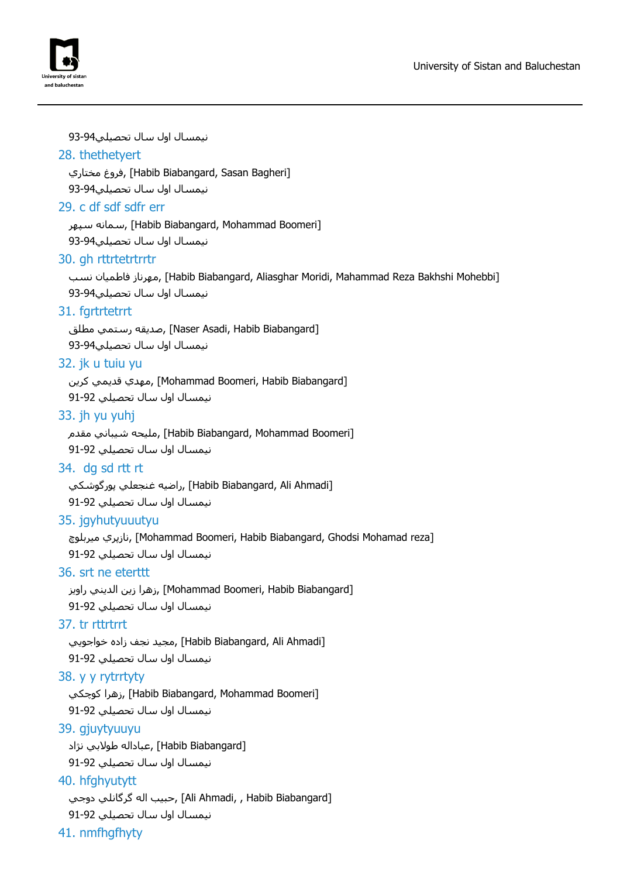نیمسال اول سال تحصيلي93-94

28. thethetyert

فروغ مختاري, [Habib Biabangard, Sasan Bagheri]

نیمسال اول سال تحصيلي93-94

29. c df sdf sdfr err

سمانه سپهر, [Habib Biabangard, Mohammad Boomeri]

نیمسال اول سال تحصيلي93-94

30. gh rttrtetrtrrtr

مهرناز فاطميان نسب, [Habib Biabangard, Aliasghar Moridi, Mahammad Reza Bakhshi Mohebbi]

نیمسال اول سال تحصيلي93-94

31. fgrtrtetrrt

صديقه رستمي مطلق, [Naser Asadi, Habib Biabangard]

نیمسال اول سال تحصيلي93-94

32. jk u tuiu yu

مهدي قديمي كرين, [Mohammad Boomeri, Habib Biabangard]

نیمسال اول سال تحصيلي 92-91

33. jh yu yuhj

مليحه شيباني مقدم, [Habib Biabangard, Mohammad Boomeri]

نیمسال اول سال تحصيلي 92-91

34. dg sd rtt rt

راضيه غنجعلي پورگوشكي, [Habib Biabangard, Ali Ahmadi]

نیمسال اول سال تحصيلي 92-91

35. jgyhutyuuutyu

نازپري ميربلوچ, [Mohammad Boomeri, Habib Biabangard, Ghodsi Mohamad reza]

نیمسال اول سال تحصيلي 92-91

36. srt ne eterttt

زهرا زين الديني راويز, [Mohammad Boomeri, Habib Biabangard]

نیمسال اول سال تحصيلي 92-91

37. tr rttrtrrt

مجيد نجف زاده خواجويي, [Habib Biabangard, Ali Ahmadi]

نیمسال اول سال تحصيلي 92-91

38. y y rytrrtyty

زهرا كوچكي, [Habib Biabangard, Mohammad Boomeri]

نیمسال اول سال تحصيلي 92-91

39. gjuytyuuyu

عباداله طولابي نژاد, [Habib Biabangard]

نیمسال اول سال تحصيلي 92-91

40. hfghyutytt

حبيب اله گرگانلي دوجي, [Ali Ahmadi, , Habib Biabangard]

نیمسال اول سال تحصيلي 92-91

41. nmfhgfhyty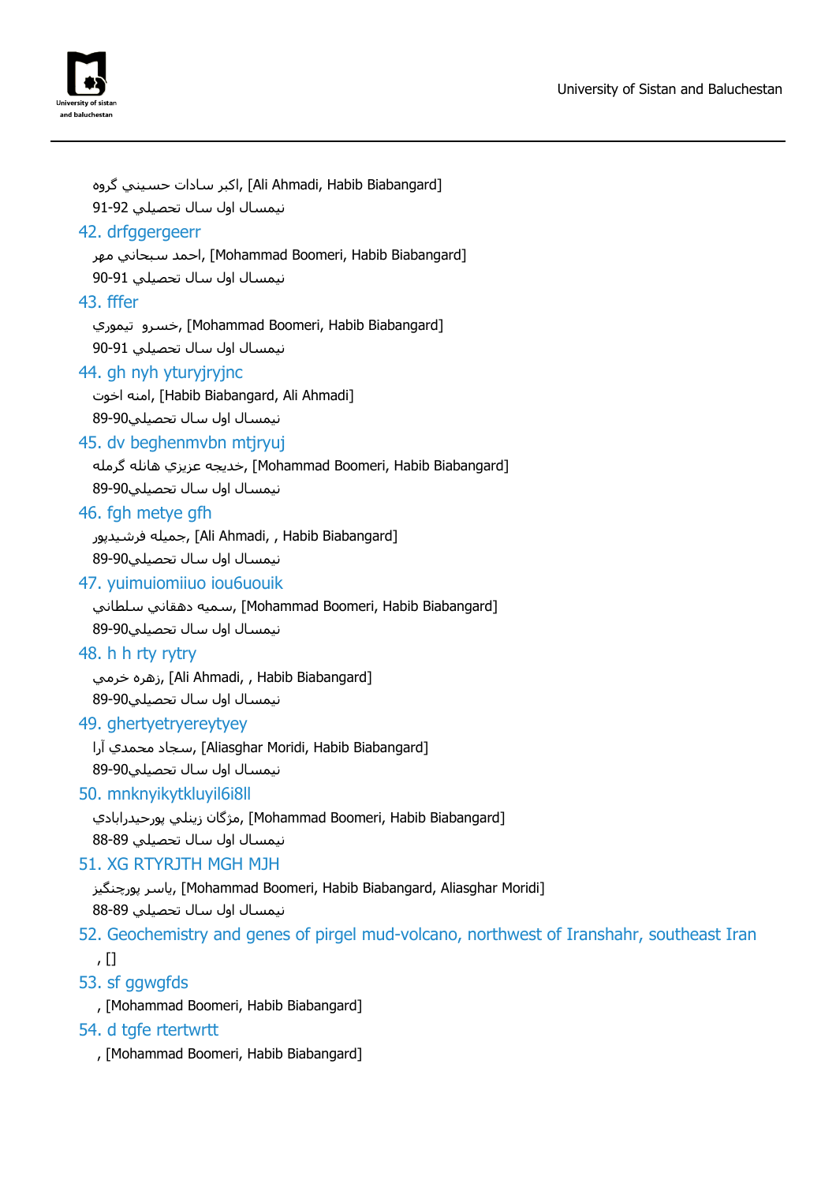اکبر سادات حسيني گروه, [Ali Ahmadi, Habib Biabangard]
نيمسال اول سال تحصيلي 92-91

42. drfggergeerr
احمد سبحاني مهر, [Mohammad Boomeri, Habib Biabangard]
نيمسال اول سال تحصيلي 91-90

43. fffer
خسرو  تيموري, [Mohammad Boomeri, Habib Biabangard]
نيمسال اول سال تحصيلي 91-90

44. gh nyh yturyjryjnc
امنه اخوت, [Habib Biabangard, Ali Ahmadi]
نيمسال اول سال تحصيلي90-89

45. dv beghenmvbn mtjryuj
خديجه عزيزي هانله گرمله, [Mohammad Boomeri, Habib Biabangard]
نيمسال اول سال تحصيلي90-89

46. fgh metye gfh
جميله فرشيدپور, [Ali Ahmadi, , Habib Biabangard]
نيمسال اول سال تحصيلي90-89

47. yuimuiomiiuo iou6uouik
سميه دهقاني سلطاني, [Mohammad Boomeri, Habib Biabangard]
نيمسال اول سال تحصيلي90-89

48. h h rty rytry
زهره خرمي, [Ali Ahmadi, , Habib Biabangard]
نيمسال اول سال تحصيلي90-89

49. ghertyetryereytyey
سجاد محمدي آرا, [Aliasghar Moridi, Habib Biabangard]
نيمسال اول سال تحصيلي90-89

50. mnknyikytkluyil6i8ll
مژگان زينلي پورحيدرابادي, [Mohammad Boomeri, Habib Biabangard]
نيمسال اول سال تحصيلي 89-88

51. XG RTYRJTH MGH MJH
ياسر پورچنگيز, [Mohammad Boomeri, Habib Biabangard, Aliasghar Moridi]
نيمسال اول سال تحصيلي 89-88

52. Geochemistry and genes of pirgel mud-volcano, northwest of Iranshahr, southeast Iran
, []

53. sf ggwgfds
, [Mohammad Boomeri, Habib Biabangard]

54. d tgfe rtertwrtt
, [Mohammad Boomeri, Habib Biabangard]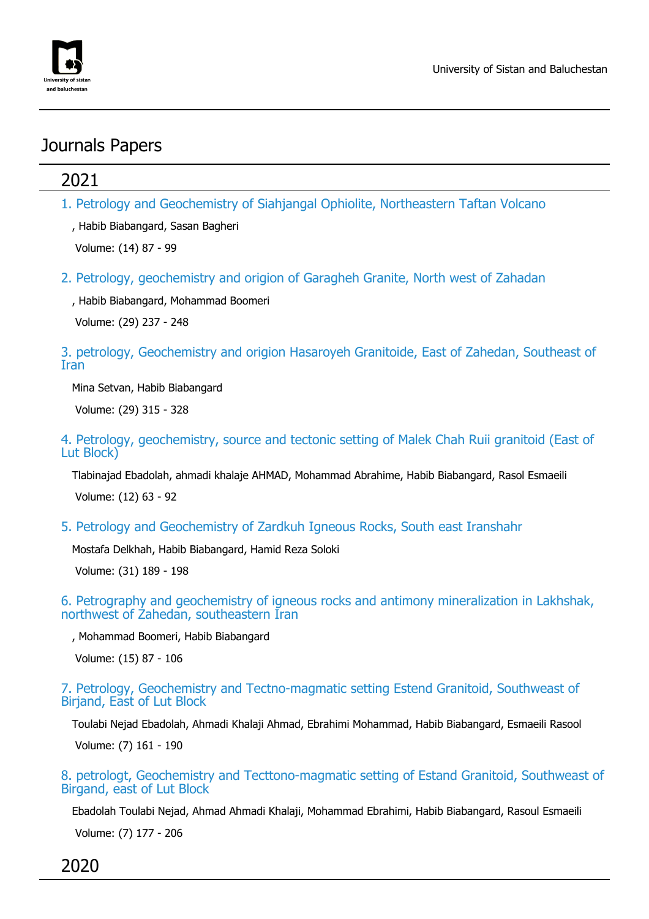## Journals Papers

### 2021

1. Petrology and Geochemistry of Siahjangal Ophiolite, Northeastern Taftan Volcano

   , Habib Biabangard, Sasan Bagheri

   Volume: (14) 87 - 99

2. Petrology, geochemistry and origion of Garagheh Granite, North west of Zahadan

   , Habib Biabangard, Mohammad Boomeri

   Volume: (29) 237 - 248

3. petrology, Geochemistry and origion Hasaroyeh Granitoide, East of Zahedan, Southeast of Iran

   Mina Setvan, Habib Biabangard

   Volume: (29) 315 - 328

4. Petrology, geochemistry, source and tectonic setting of Malek Chah Ruii granitoid (East of Lut Block)

   Tlabinajad Ebadolah, ahmadi khalaje AHMAD, Mohammad Abrahime, Habib Biabangard, Rasol Esmaeili

   Volume: (12) 63 - 92

5. Petrology and Geochemistry of Zardkuh Igneous Rocks, South east Iranshahr

   Mostafa Delkhah, Habib Biabangard, Hamid Reza Soloki

   Volume: (31) 189 - 198

6. Petrography and geochemistry of igneous rocks and antimony mineralization in Lakhshak, northwest of Zahedan, southeastern Iran

   , Mohammad Boomeri, Habib Biabangard

   Volume: (15) 87 - 106

7. Petrology, Geochemistry and Tectno-magmatic setting Estend Granitoid, Southweast of Birjand, East of Lut Block

   Toulabi Nejad Ebadolah, Ahmadi Khalaji Ahmad, Ebrahimi Mohammad, Habib Biabangard, Esmaeili Rasool

   Volume: (7) 161 - 190

8. petrologt, Geochemistry and Tecttono-magmatic setting of Estand Granitoid, Southweast of Birgand, east of Lut Block

   Ebadolah Toulabi Nejad, Ahmad Ahmadi Khalaji, Mohammad Ebrahimi, Habib Biabangard, Rasoul Esmaeili

   Volume: (7) 177 - 206

### 2020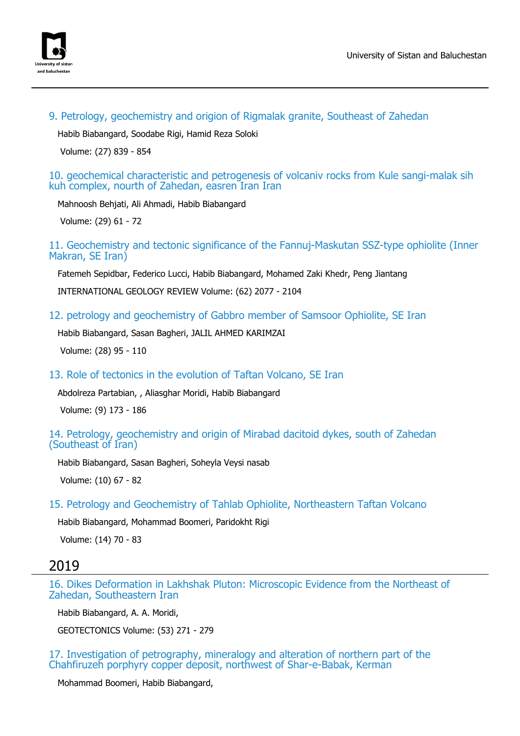9. Petrology, geochemistry and origion of Rigmalak granite, Southeast of Zahedan

Habib Biabangard, Soodabe Rigi, Hamid Reza Soloki

Volume: (27) 839 - 854

10. geochemical characteristic and petrogenesis of volcaniv rocks from Kule sangi-malak sih kuh complex, nourth of Zahedan, easren Iran Iran

Mahnoosh Behjati, Ali Ahmadi, Habib Biabangard

Volume: (29) 61 - 72

11. Geochemistry and tectonic significance of the Fannuj-Maskutan SSZ-type ophiolite (Inner Makran, SE Iran)

Fatemeh Sepidbar, Federico Lucci, Habib Biabangard, Mohamed Zaki Khedr, Peng Jiantang

INTERNATIONAL GEOLOGY REVIEW Volume: (62) 2077 - 2104

12. petrology and geochemistry of Gabbro member of Samsoor Ophiolite, SE Iran

Habib Biabangard, Sasan Bagheri, JALIL AHMED KARIMZAI

Volume: (28) 95 - 110

13. Role of tectonics in the evolution of Taftan Volcano, SE Iran

Abdolreza Partabian, , Aliasghar Moridi, Habib Biabangard

Volume: (9) 173 - 186

14. Petrology, geochemistry and origin of Mirabad dacitoid dykes, south of Zahedan (Southeast of Iran)

Habib Biabangard, Sasan Bagheri, Soheyla Veysi nasab

Volume: (10) 67 - 82

15. Petrology and Geochemistry of Tahlab Ophiolite, Northeastern Taftan Volcano

Habib Biabangard, Mohammad Boomeri, Paridokht Rigi

Volume: (14) 70 - 83

## 2019

16. Dikes Deformation in Lakhshak Pluton: Microscopic Evidence from the Northeast of Zahedan, Southeastern Iran

Habib Biabangard, A. A. Moridi,

GEOTECTONICS Volume: (53) 271 - 279

17. Investigation of petrography, mineralogy and alteration of northern part of the Chahfiruzeh porphyry copper deposit, northwest of Shar-e-Babak, Kerman

Mohammad Boomeri, Habib Biabangard,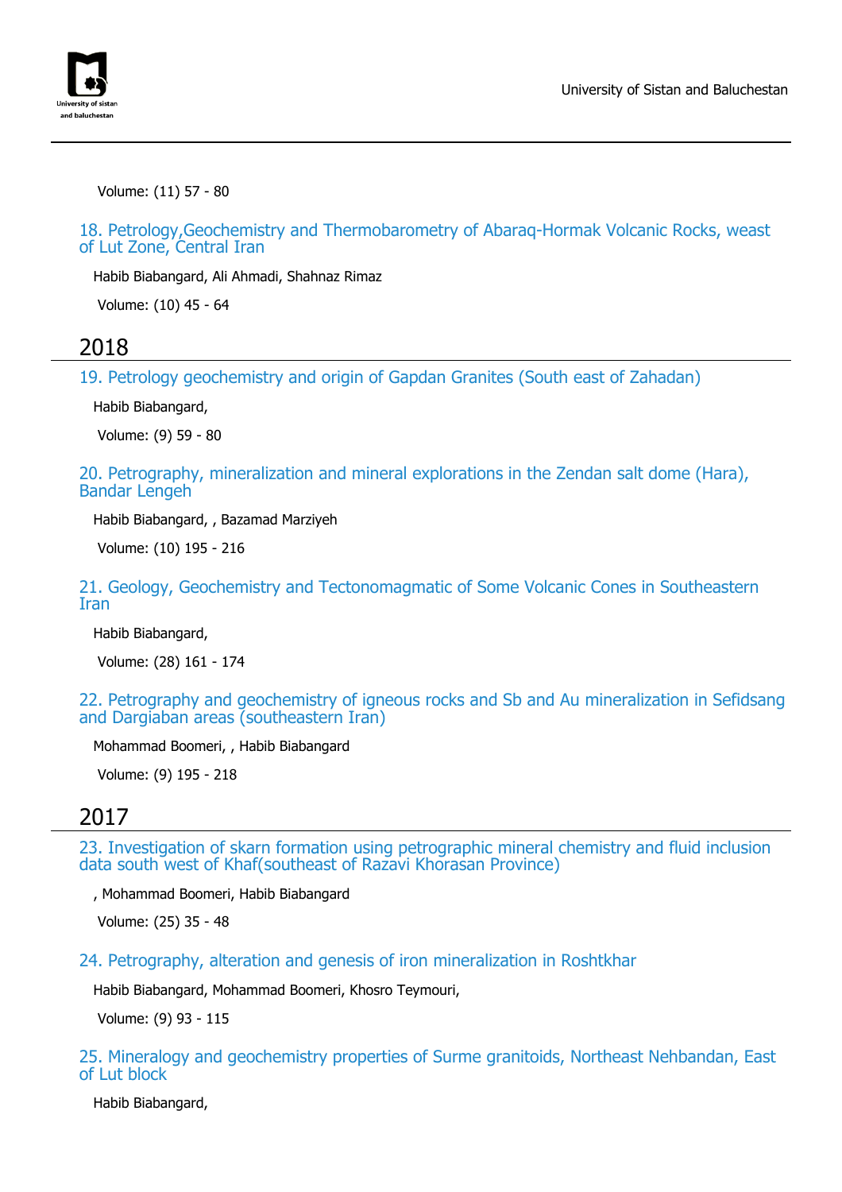Volume: (11) 57 - 80

18. Petrology,Geochemistry and Thermobarometry of Abaraq-Hormak Volcanic Rocks, weast of Lut Zone, Central Iran

Habib Biabangard, Ali Ahmadi, Shahnaz Rimaz

Volume: (10) 45 - 64

## 2018

19. Petrology geochemistry and origin of Gapdan Granites (South east of Zahadan)

Habib Biabangard,

Volume: (9) 59 - 80

20. Petrography, mineralization and mineral explorations in the Zendan salt dome (Hara), Bandar Lengeh

Habib Biabangard, , Bazamad Marziyeh

Volume: (10) 195 - 216

21. Geology, Geochemistry and Tectonomagmatic of Some Volcanic Cones in Southeastern Iran

Habib Biabangard,

Volume: (28) 161 - 174

22. Petrography and geochemistry of igneous rocks and Sb and Au mineralization in Sefidsang and Dargiaban areas (southeastern Iran)

Mohammad Boomeri, , Habib Biabangard

Volume: (9) 195 - 218

## 2017

23. Investigation of skarn formation using petrographic mineral chemistry and fluid inclusion data south west of Khaf(southeast of Razavi Khorasan Province)

, Mohammad Boomeri, Habib Biabangard

Volume: (25) 35 - 48

24. Petrography, alteration and genesis of iron mineralization in Roshtkhar

Habib Biabangard, Mohammad Boomeri, Khosro Teymouri,

Volume: (9) 93 - 115

25. Mineralogy and geochemistry properties of Surme granitoids, Northeast Nehbandan, East of Lut block

Habib Biabangard,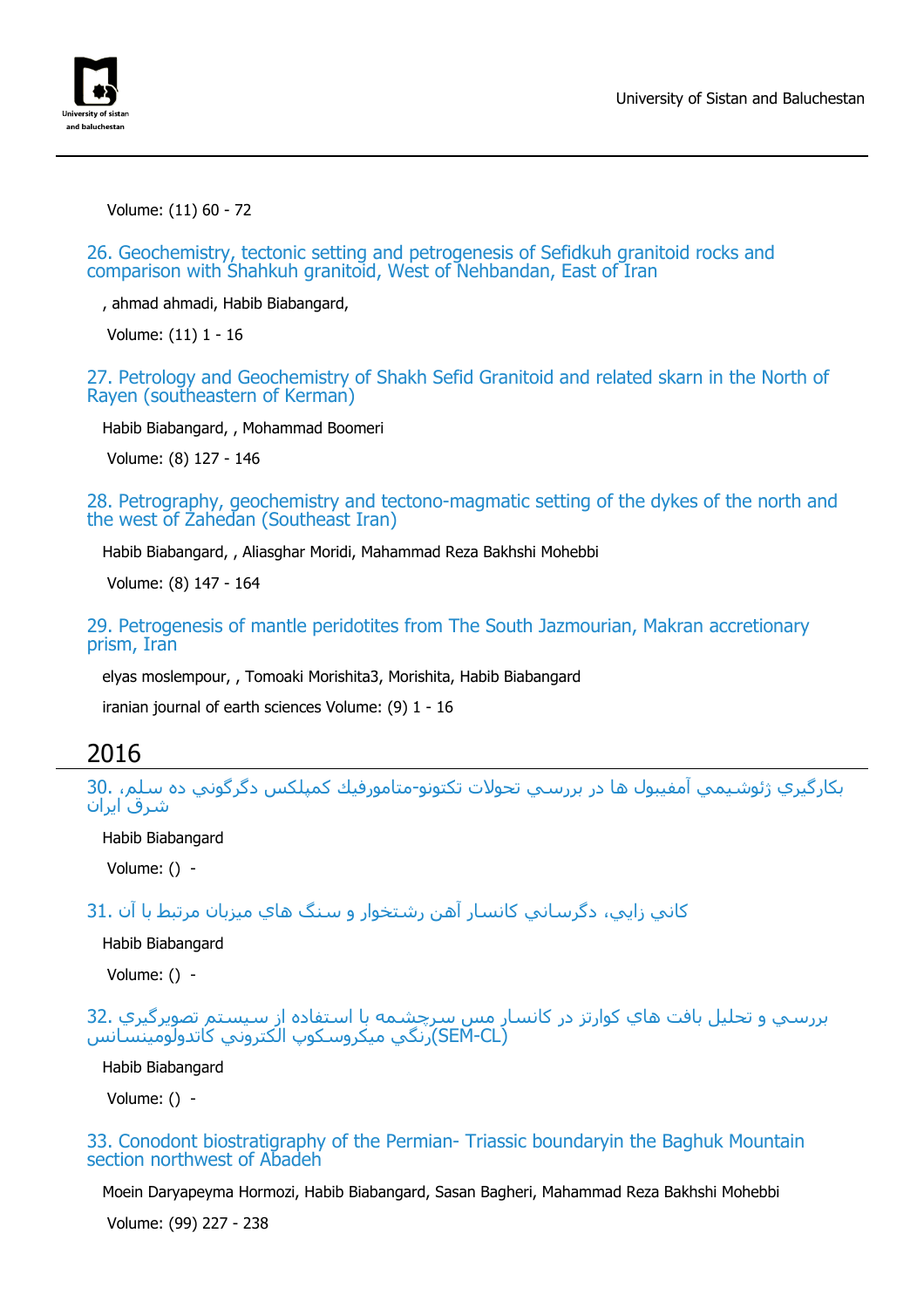Volume: (11) 60 - 72

26. Geochemistry, tectonic setting and petrogenesis of Sefidkuh granitoid rocks and comparison with Shahkuh granitoid, West of Nehbandan, East of Iran

, ahmad ahmadi, Habib Biabangard,

Volume: (11) 1 - 16

27. Petrology and Geochemistry of Shakh Sefid Granitoid and related skarn in the North of Rayen (southeastern of Kerman)

Habib Biabangard, , Mohammad Boomeri

Volume: (8) 127 - 146

28. Petrography, geochemistry and tectono-magmatic setting of the dykes of the north and the west of Zahedan (Southeast Iran)

Habib Biabangard, , Aliasghar Moridi, Mahammad Reza Bakhshi Mohebbi

Volume: (8) 147 - 164

29. Petrogenesis of mantle peridotites from The South Jazmourian, Makran accretionary prism, Iran

elyas moslempour, , Tomoaki Morishita3, Morishita, Habib Biabangard

iranian journal of earth sciences Volume: (9) 1 - 16

## 2016

30. بكارگيري ژئوشيمي آمفيبول ها در بررسي تحولات تكتونو-متامورفيك كمپلكس دگرگوني ده سلم، شرق ايران

Habib Biabangard

Volume: () -

31. كاني زايي، دگرساني كانسار آهن رشتخوار و سنگ هاي ميزبان مرتبط با آن

Habib Biabangard

Volume: () -

32. بررسي و تحليل بافت هاي كوارتز در كانسار مس سرچشمه با استفاده از سيستم تصويرگيري رنگي ميكروسكوپ الكتروني كاتدولومينسانس(SEM-CL)

Habib Biabangard

Volume: () -

33. Conodont biostratigraphy of the Permian- Triassic boundaryin the Baghuk Mountain section northwest of Abadeh

Moein Daryapeyma Hormozi, Habib Biabangard, Sasan Bagheri, Mahammad Reza Bakhshi Mohebbi

Volume: (99) 227 - 238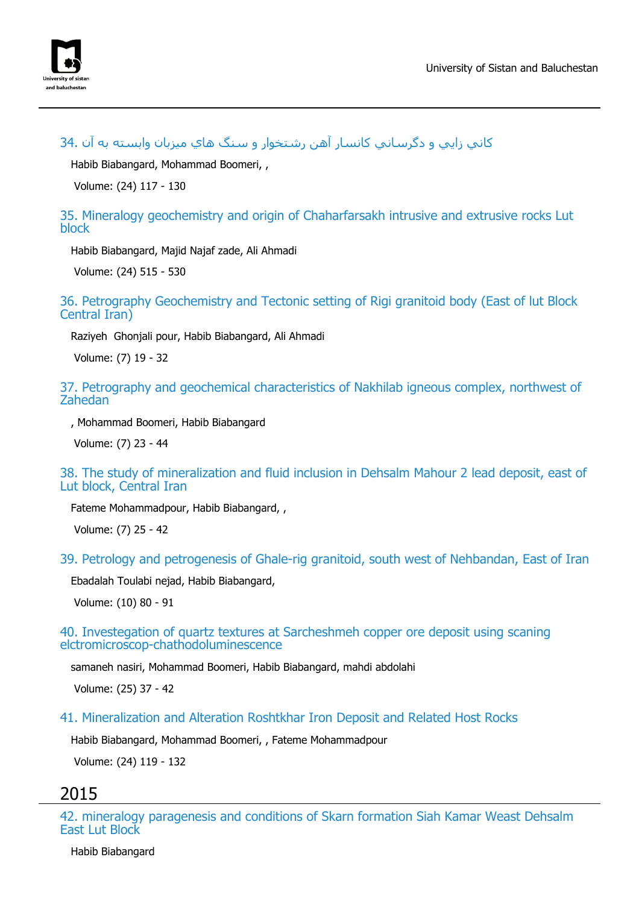34. كاني زايي و دگرساني كانسار آهن رشتخوار و سنگ هاي ميزبان وابسته به آن

Habib Biabangard, Mohammad Boomeri, ,

Volume: (24) 117 - 130

35. Mineralogy geochemistry and origin of Chaharfarsakh intrusive and extrusive rocks Lut block

Habib Biabangard, Majid Najaf zade, Ali Ahmadi

Volume: (24) 515 - 530

36. Petrography Geochemistry and Tectonic setting of Rigi granitoid body (East of lut Block Central Iran)

Raziyeh Ghonjali pour, Habib Biabangard, Ali Ahmadi

Volume: (7) 19 - 32

37. Petrography and geochemical characteristics of Nakhilab igneous complex, northwest of Zahedan

, Mohammad Boomeri, Habib Biabangard

Volume: (7) 23 - 44

38. The study of mineralization and fluid inclusion in Dehsalm Mahour 2 lead deposit, east of Lut block, Central Iran

Fateme Mohammadpour, Habib Biabangard, ,

Volume: (7) 25 - 42

39. Petrology and petrogenesis of Ghale-rig granitoid, south west of Nehbandan, East of Iran

Ebadalah Toulabi nejad, Habib Biabangard,

Volume: (10) 80 - 91

40. Investegation of quartz textures at Sarcheshmeh copper ore deposit using scaning elctromicroscop-chathodoluminescence

samaneh nasiri, Mohammad Boomeri, Habib Biabangard, mahdi abdolahi

Volume: (25) 37 - 42

41. Mineralization and Alteration Roshtkhar Iron Deposit and Related Host Rocks

Habib Biabangard, Mohammad Boomeri, , Fateme Mohammadpour

Volume: (24) 119 - 132

## 2015

42. mineralogy paragenesis and conditions of Skarn formation Siah Kamar Weast Dehsalm East Lut Block

Habib Biabangard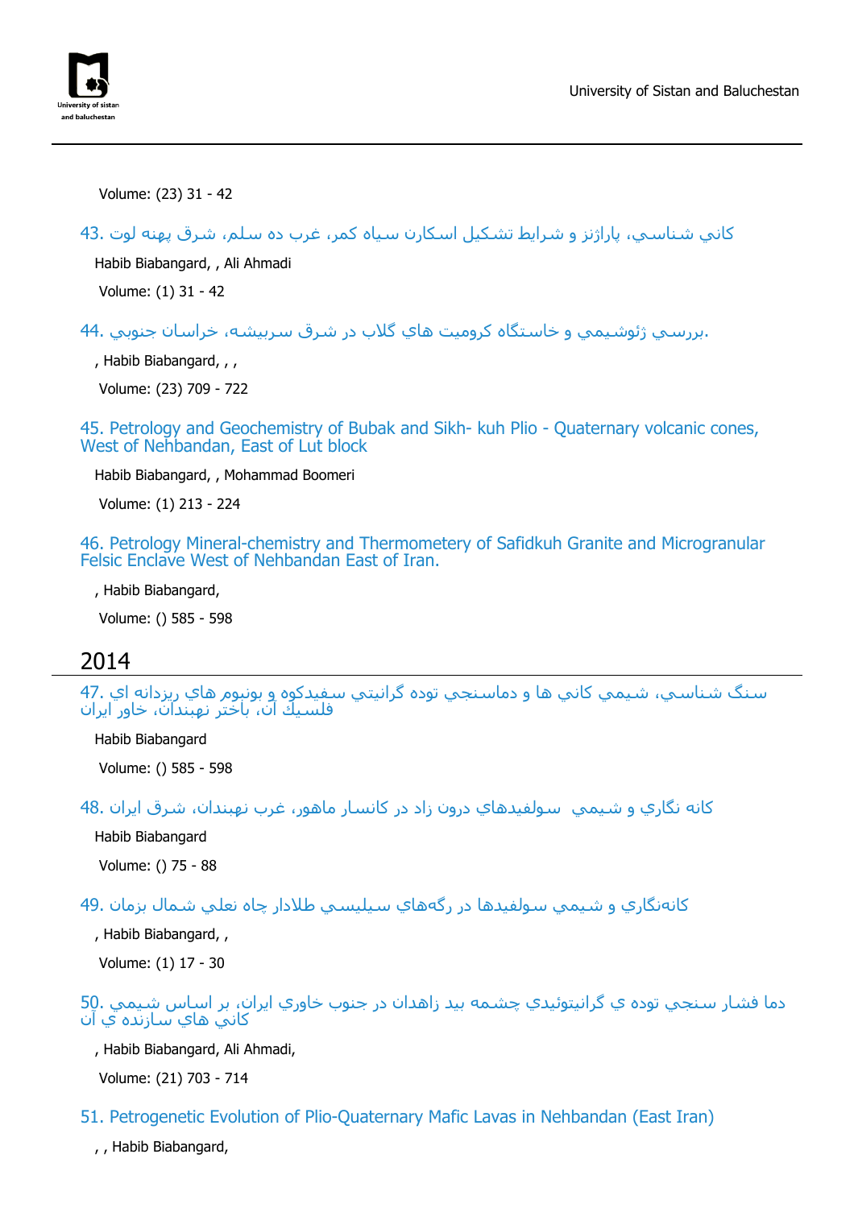Volume: (23) 31 - 42

43. كاني شناسي، پاراژنز و شرايط تشكيل اسكارن سياه كمر، غرب ده سلم، شرق پهنه لوت

Habib Biabangard, , Ali Ahmadi

Volume: (1) 31 - 42

44. بررسي ژئوشيمي و خاستگاه كروميت هاي گلاب در شرق سربيشه، خراسان جنوبي.

, Habib Biabangard, , ,

Volume: (23) 709 - 722

45. Petrology and Geochemistry of Bubak and Sikh- kuh Plio - Quaternary volcanic cones, West of Nehbandan, East of Lut block

Habib Biabangard, , Mohammad Boomeri

Volume: (1) 213 - 224

46. Petrology Mineral-chemistry and Thermometery of Safidkuh Granite and Microgranular Felsic Enclave West of Nehbandan East of Iran.

, Habib Biabangard,

Volume: () 585 - 598

## 2014

47. سنگ شناسي، شيمي كاني ها و دماسنجي توده گرانيتي سفيدكوه و بونوم هاي ريزدانه اي فلسيك آن، باختر نهبندان، خاور ايران

Habib Biabangard

Volume: () 585 - 598

48. كانه نگاري و شيمي سولفيدهاي درون زاد در كانسار ماهور، غرب نهبندان، شرق ايران

Habib Biabangard

Volume: () 75 - 88

49. كانه‌نگاري و شيمي سولفيدها در رگه‌هاي سيليسي طلادار چاه نعلي شمال بزمان

, Habib Biabangard, ,

Volume: (1) 17 - 30

50. دما فشار سنجي توده ي گرانيتوئيدي چشمه بيد زاهدان در جنوب خاوري ايران، بر اساس شيمي كاني هاي سازنده ي آن

, Habib Biabangard, Ali Ahmadi,

Volume: (21) 703 - 714

51. Petrogenetic Evolution of Plio-Quaternary Mafic Lavas in Nehbandan (East Iran)

, , Habib Biabangard,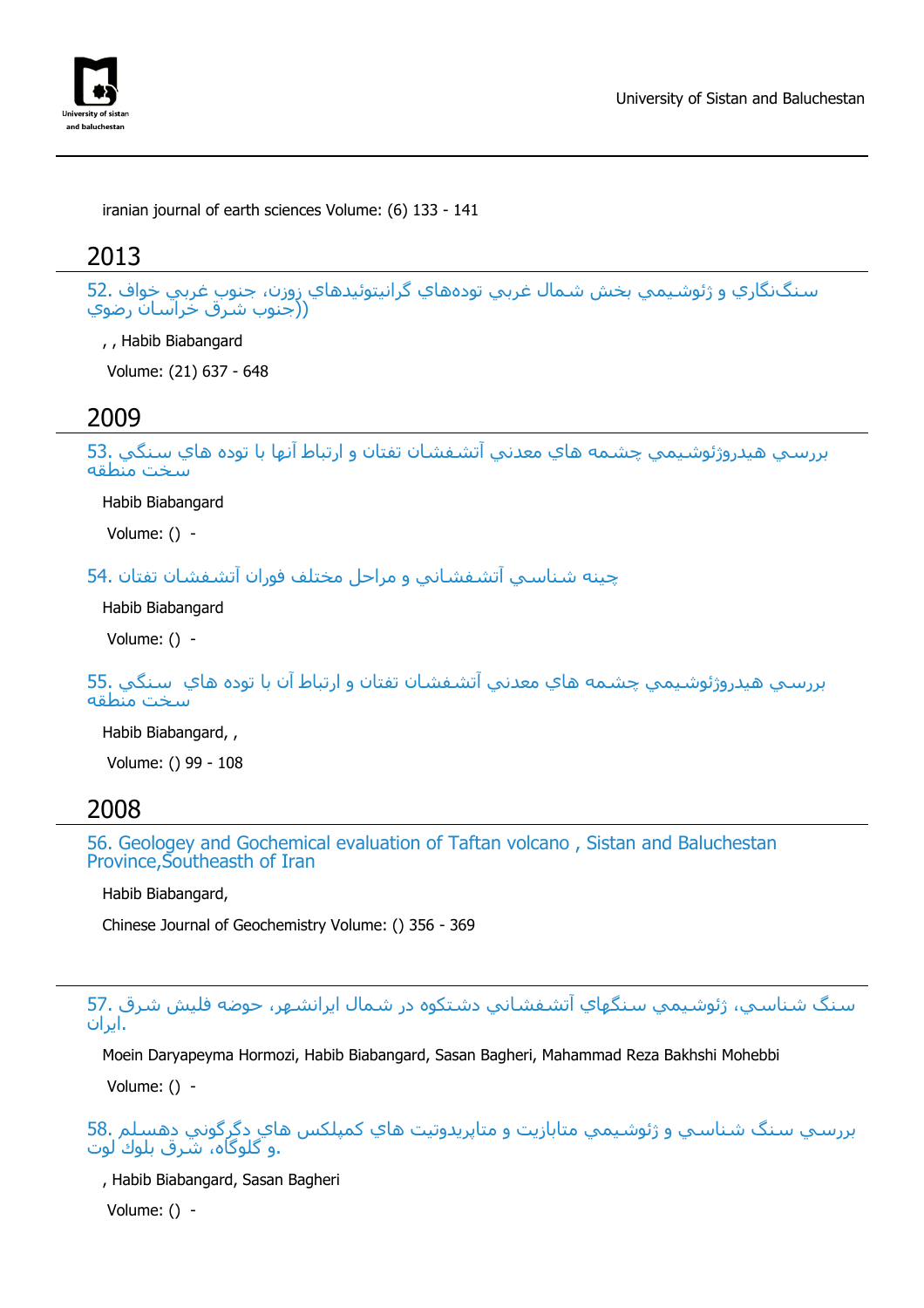iranian journal of earth sciences Volume: (6) 133 - 141

## 2013

52. سنگ‌نگاري و ژئوشيمي بخش شمال غربي توده‌هاي گرانيتوئيدهاي زوزن، جنوب غربي خواف (جنوب شرق خراسان رضوي)

, , Habib Biabangard

Volume: (21) 637 - 648

## 2009

53. بررسي هيدروژئوشيمي چشمه هاي معدني آتشفشان تفتان و ارتباط آنها با توده هاي سنگي سخت منطقه

Habib Biabangard

Volume: () -

54. چينه شناسي آتشفشاني و مراحل مختلف فوران آتشفشان تفتان

Habib Biabangard

Volume: () -

55. بررسي هيدروژئوشيمي چشمه هاي معدني آتشفشان تفتان و ارتباط آن با توده هاي سنگي سخت منطقه

Habib Biabangard, ,

Volume: () 99 - 108

## 2008

56. Geologey and Gochemical evaluation of Taftan volcano , Sistan and Baluchestan Province,Southeasth of Iran

Habib Biabangard,

Chinese Journal of Geochemistry Volume: () 356 - 369

57. سنگ شناسي، ژئوشيمي سنگهاي آتشفشاني دشتكوه در شمال ايرانشهر، حوضه فليش شرق ايران.

Moein Daryapeyma Hormozi, Habib Biabangard, Sasan Bagheri, Mahammad Reza Bakhshi Mohebbi

Volume: () -

58. بررسي سنگ شناسي و ژئوشيمي متابازيت و متاپريدوتيت هاي كمپلكس هاي دگرگوني دهسلم و گلوگاه، شرق بلوك لوت.

, Habib Biabangard, Sasan Bagheri

Volume: () -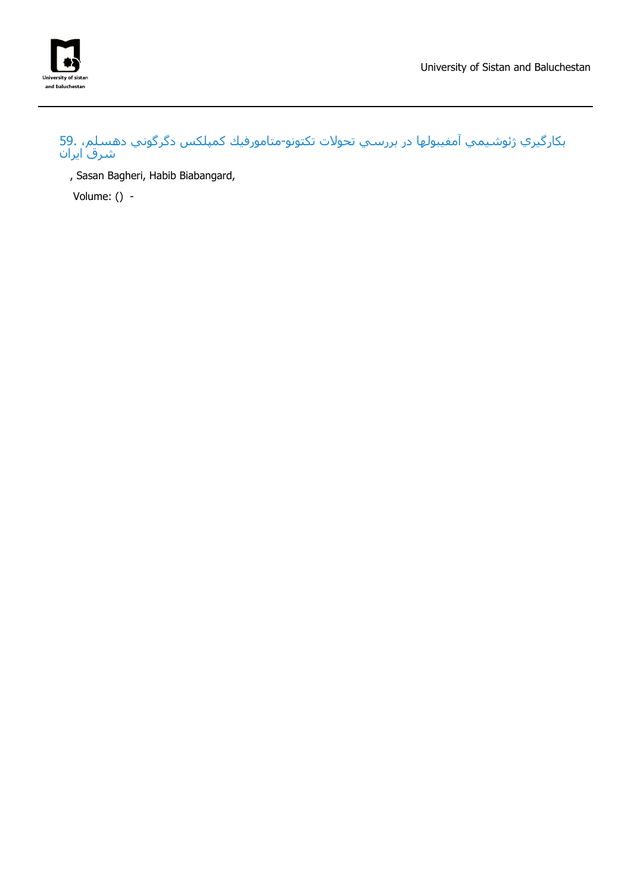59. بكارگيري ژئوشيمي آمفيبولها در بررسي تحولات تكتونو-متامورفيك كمپلكس دگرگوني دهسلم، شرق ايران

, Sasan Bagheri, Habib Biabangard,

Volume: () -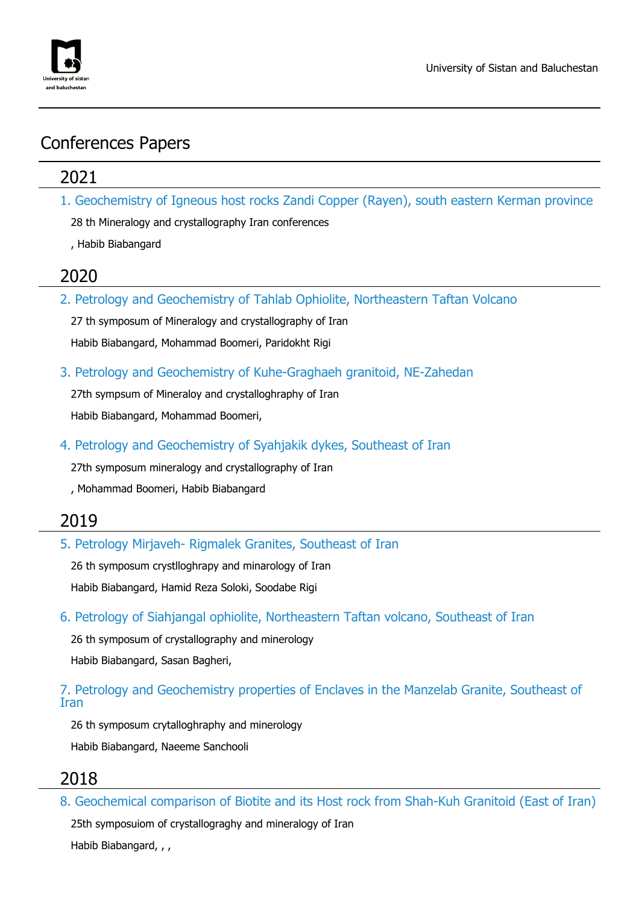## Conferences Papers

### 2021

1. Geochemistry of Igneous host rocks Zandi Copper (Rayen), south eastern Kerman province

   28 th Mineralogy and crystallography Iran conferences

   , Habib Biabangard

### 2020

2. Petrology and Geochemistry of Tahlab Ophiolite, Northeastern Taftan Volcano

   27 th symposum of Mineralogy and crystallography of Iran

   Habib Biabangard, Mohammad Boomeri, Paridokht Rigi

3. Petrology and Geochemistry of Kuhe-Graghaeh granitoid, NE-Zahedan

   27th sympsum of Mineraloy and crystalloghraphy of Iran

   Habib Biabangard, Mohammad Boomeri,

4. Petrology and Geochemistry of Syahjakik dykes, Southeast of Iran

   27th symposum mineralogy and crystallography of Iran

   , Mohammad Boomeri, Habib Biabangard

### 2019

5. Petrology Mirjaveh- Rigmalek Granites, Southeast of Iran

   26 th symposum crystlloghrapy and minarology of Iran

   Habib Biabangard, Hamid Reza Soloki, Soodabe Rigi

6. Petrology of Siahjangal ophiolite, Northeastern Taftan volcano, Southeast of Iran

   26 th symposum of crystallography and minerology

   Habib Biabangard, Sasan Bagheri,

7. Petrology and Geochemistry properties of Enclaves in the Manzelab Granite, Southeast of Iran

   26 th symposum crytalloghraphy and minerology

   Habib Biabangard, Naeeme Sanchooli

### 2018

8. Geochemical comparison of Biotite and its Host rock from Shah-Kuh Granitoid (East of Iran)

   25th symposuiom of crystallograghy and mineralogy of Iran

   Habib Biabangard, , ,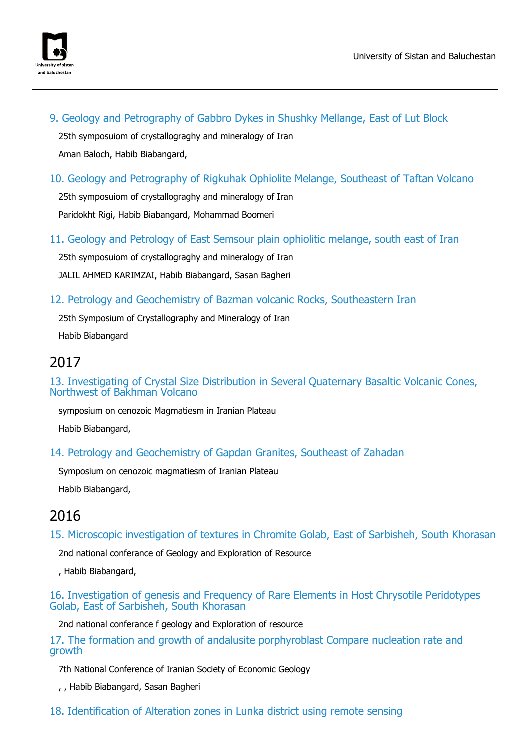9. Geology and Petrography of Gabbro Dykes in Shushky Mellange, East of Lut Block

25th symposuiom of crystallograghy and mineralogy of Iran

Aman Baloch, Habib Biabangard,

10. Geology and Petrography of Rigkuhak Ophiolite Melange, Southeast of Taftan Volcano

25th symposuiom of crystallograghy and mineralogy of Iran

Paridokht Rigi, Habib Biabangard, Mohammad Boomeri

11. Geology and Petrology of East Semsour plain ophiolitic melange, south east of Iran

25th symposuiom of crystallograghy and mineralogy of Iran

JALIL AHMED KARIMZAI, Habib Biabangard, Sasan Bagheri

12. Petrology and Geochemistry of Bazman volcanic Rocks, Southeastern Iran

25th Symposium of Crystallography and Mineralogy of Iran

Habib Biabangard

## 2017

13. Investigating of Crystal Size Distribution in Several Quaternary Basaltic Volcanic Cones, Northwest of Bakhman Volcano

symposium on cenozoic Magmatiesm in Iranian Plateau

Habib Biabangard,

14. Petrology and Geochemistry of Gapdan Granites, Southeast of Zahadan

Symposium on cenozoic magmatiesm of Iranian Plateau

Habib Biabangard,

## 2016

15. Microscopic investigation of textures in Chromite Golab, East of Sarbisheh, South Khorasan

2nd national conferance of Geology and Exploration of Resource

, Habib Biabangard,

16. Investigation of genesis and Frequency of Rare Elements in Host Chrysotile Peridotypes Golab, East of Sarbisheh, South Khorasan

2nd national conferance f geology and Exploration of resource

17. The formation and growth of andalusite porphyroblast Compare nucleation rate and growth

7th National Conference of Iranian Society of Economic Geology

, , Habib Biabangard, Sasan Bagheri

18. Identification of Alteration zones in Lunka district using remote sensing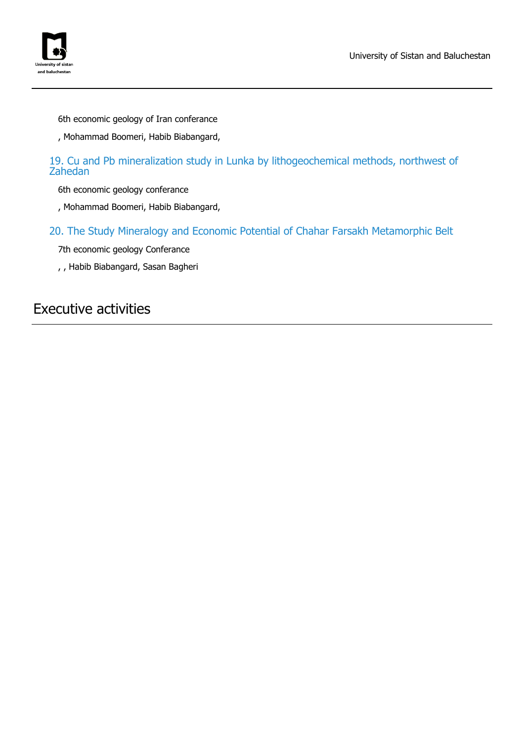6th economic geology of Iran conferance

, Mohammad Boomeri, Habib Biabangard,

### 19. Cu and Pb mineralization study in Lunka by lithogeochemical methods, northwest of Zahedan

6th economic geology conferance

, Mohammad Boomeri, Habib Biabangard,

### 20. The Study Mineralogy and Economic Potential of Chahar Farsakh Metamorphic Belt

7th economic geology Conferance

, , Habib Biabangard, Sasan Bagheri

## Executive activities